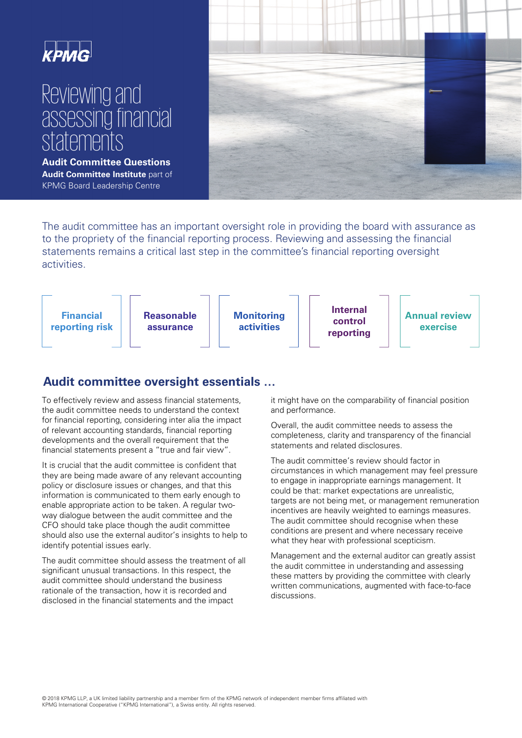KPMG

# Reviewing and assessing financial statements

**Audit Committee Questions**

**Audit Committee Institute** part of KPMG Board Leadership Centre

The audit committee has an important oversight role in providing the board with assurance as to the propriety of the financial reporting process. Reviewing and assessing the financial statements remains a critical last step in the committee's financial reporting oversight activities.

**Financial reporting risk** | **Reasonable assurance** | **Monitoring activities** | **Internal control reporting** | **Annual review exercise**

## Audit committee oversight essentials …

To effectively review and assess financial statements, the audit committee needs to understand the context for financial reporting, considering inter alia the impact of relevant accounting standards, financial reporting developments and the overall requirement that the financial statements present a "true and fair view".

It is crucial that the audit committee is confident that they are being made aware of any relevant accounting policy or disclosure issues or changes, and that this information is communicated to them early enough to enable appropriate action to be taken. A regular two-way dialogue between the audit committee and the CFO should take place though the audit committee should also use the external auditor's insights to help to identify potential issues early.

The audit committee should assess the treatment of all significant unusual transactions. In this respect, the audit committee should understand the business rationale of the transaction, how it is recorded and disclosed in the financial statements and the impact it might have on the comparability of financial position and performance.

Overall, the audit committee needs to assess the completeness, clarity and transparency of the financial statements and related disclosures.

The audit committee's review should factor in circumstances in which management may feel pressure to engage in inappropriate earnings management. It could be that: market expectations are unrealistic, targets are not being met, or management remuneration incentives are heavily weighted to earnings measures. The audit committee should recognise when these conditions are present and where necessary receive what they hear with professional scepticism.

Management and the external auditor can greatly assist the audit committee in understanding and assessing these matters by providing the committee with clearly written communications, augmented with face-to-face discussions.

© 2018 KPMG LLP, a UK limited liability partnership and a member firm of the KPMG network of independent member firms affiliated with KPMG International Cooperative ("KPMG International"), a Swiss entity. All rights reserved.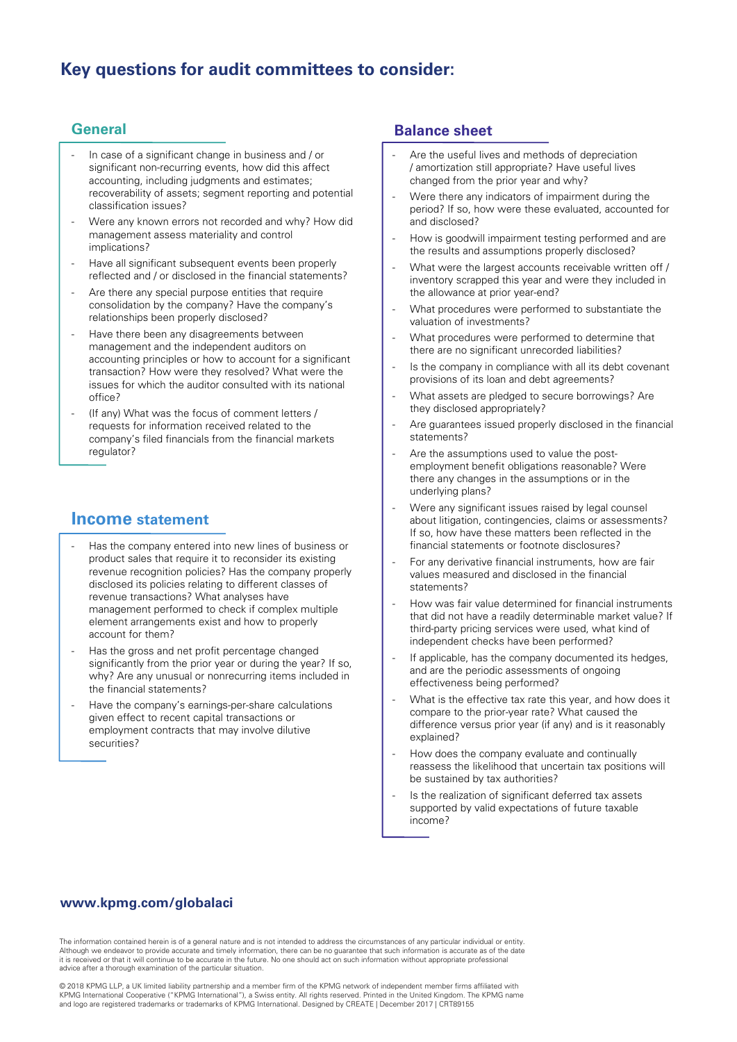# Key questions for audit committees to consider:

## General

- In case of a significant change in business and / or significant non-recurring events, how did this affect accounting, including judgments and estimates; recoverability of assets; segment reporting and potential classification issues?
- Were any known errors not recorded and why? How did management assess materiality and control implications?
- Have all significant subsequent events been properly reflected and / or disclosed in the financial statements?
- Are there any special purpose entities that require consolidation by the company? Have the company's relationships been properly disclosed?
- Have there been any disagreements between management and the independent auditors on accounting principles or how to account for a significant transaction? How were they resolved? What were the issues for which the auditor consulted with its national office?
- (If any) What was the focus of comment letters / requests for information received related to the company's filed financials from the financial markets regulator?

## Income statement

- Has the company entered into new lines of business or product sales that require it to reconsider its existing revenue recognition policies? Has the company properly disclosed its policies relating to different classes of revenue transactions? What analyses have management performed to check if complex multiple element arrangements exist and how to properly account for them?
- Has the gross and net profit percentage changed significantly from the prior year or during the year? If so, why? Are any unusual or nonrecurring items included in the financial statements?
- Have the company's earnings-per-share calculations given effect to recent capital transactions or employment contracts that may involve dilutive securities?

## Balance sheet

- Are the useful lives and methods of depreciation / amortization still appropriate? Have useful lives changed from the prior year and why?
- Were there any indicators of impairment during the period? If so, how were these evaluated, accounted for and disclosed?
- How is goodwill impairment testing performed and are the results and assumptions properly disclosed?
- What were the largest accounts receivable written off / inventory scrapped this year and were they included in the allowance at prior year-end?
- What procedures were performed to substantiate the valuation of investments?
- What procedures were performed to determine that there are no significant unrecorded liabilities?
- Is the company in compliance with all its debt covenant provisions of its loan and debt agreements?
- What assets are pledged to secure borrowings? Are they disclosed appropriately?
- Are guarantees issued properly disclosed in the financial statements?
- Are the assumptions used to value the post-employment benefit obligations reasonable? Were there any changes in the assumptions or in the underlying plans?
- Were any significant issues raised by legal counsel about litigation, contingencies, claims or assessments? If so, how have these matters been reflected in the financial statements or footnote disclosures?
- For any derivative financial instruments, how are fair values measured and disclosed in the financial statements?
- How was fair value determined for financial instruments that did not have a readily determinable market value? If third-party pricing services were used, what kind of independent checks have been performed?
- If applicable, has the company documented its hedges, and are the periodic assessments of ongoing effectiveness being performed?
- What is the effective tax rate this year, and how does it compare to the prior-year rate? What caused the difference versus prior year (if any) and is it reasonably explained?
- How does the company evaluate and continually reassess the likelihood that uncertain tax positions will be sustained by tax authorities?
- Is the realization of significant deferred tax assets supported by valid expectations of future taxable income?

**www.kpmg.com/globalaci**

The information contained herein is of a general nature and is not intended to address the circumstances of any particular individual or entity. Although we endeavor to provide accurate and timely information, there can be no guarantee that such information is accurate as of the date it is received or that it will continue to be accurate in the future. No one should act on such information without appropriate professional advice after a thorough examination of the particular situation.

© 2018 KPMG LLP, a UK limited liability partnership and a member firm of the KPMG network of independent member firms affiliated with KPMG International Cooperative ("KPMG International"), a Swiss entity. All rights reserved. Printed in the United Kingdom. The KPMG name and logo are registered trademarks or trademarks of KPMG International. Designed by CREATE | December 2017 | CRT89155